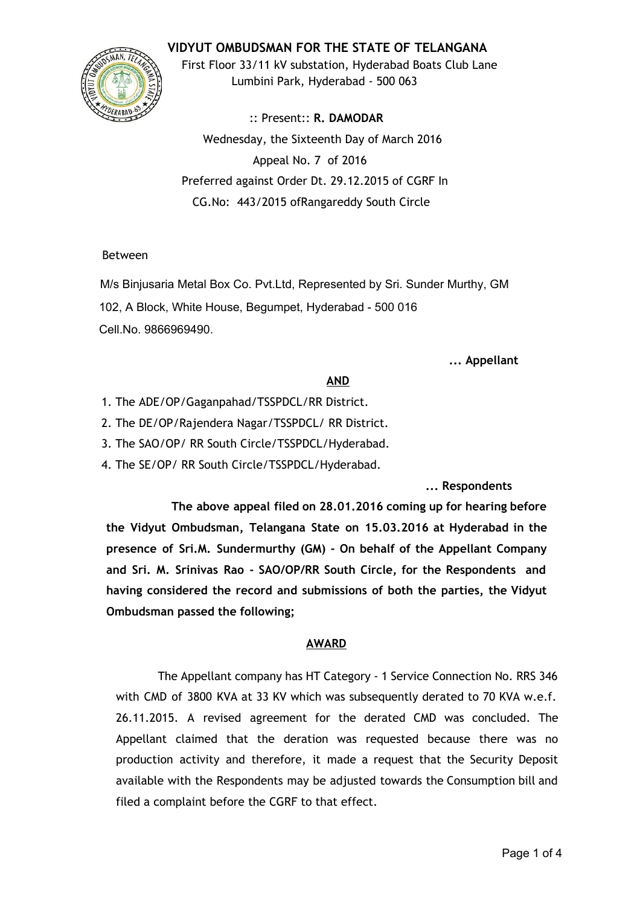# VIDYUT OMBUDSMAN FOR THE STATE OF TELANGANA

First Floor 33/11 kV substation, Hyderabad Boats Club Lane
Lumbini Park, Hyderabad - 500 063

:: Present:: **R. DAMODAR**

Wednesday, the Sixteenth Day of March 2016

Appeal No. 7 of 2016

Preferred against Order Dt. 29.12.2015 of CGRF In
CG.No: 443/2015 ofRangareddy South Circle

Between

M/s Binjusaria Metal Box Co. Pvt.Ltd, Represented by Sri. Sunder Murthy, GM
102, A Block, White House, Begumpet, Hyderabad - 500 016
Cell.No. 9866969490.

**... Appellant**

**AND**

1. The ADE/OP/Gaganpahad/TSSPDCL/RR District.
2. The DE/OP/Rajendera Nagar/TSSPDCL/ RR District.
3. The SAO/OP/ RR South Circle/TSSPDCL/Hyderabad.
4. The SE/OP/ RR South Circle/TSSPDCL/Hyderabad.

**... Respondents**

**The above appeal filed on 28.01.2016 coming up for hearing before the Vidyut Ombudsman, Telangana State on 15.03.2016 at Hyderabad in the presence of Sri.M. Sundermurthy (GM) - On behalf of the Appellant Company and Sri. M. Srinivas Rao - SAO/OP/RR South Circle, for the Respondents and having considered the record and submissions of both the parties, the Vidyut Ombudsman passed the following;**

## AWARD

The Appellant company has HT Category - 1 Service Connection No. RRS 346 with CMD of 3800 KVA at 33 KV which was subsequently derated to 70 KVA w.e.f. 26.11.2015. A revised agreement for the derated CMD was concluded. The Appellant claimed that the deration was requested because there was no production activity and therefore, it made a request that the Security Deposit available with the Respondents may be adjusted towards the Consumption bill and filed a complaint before the CGRF to that effect.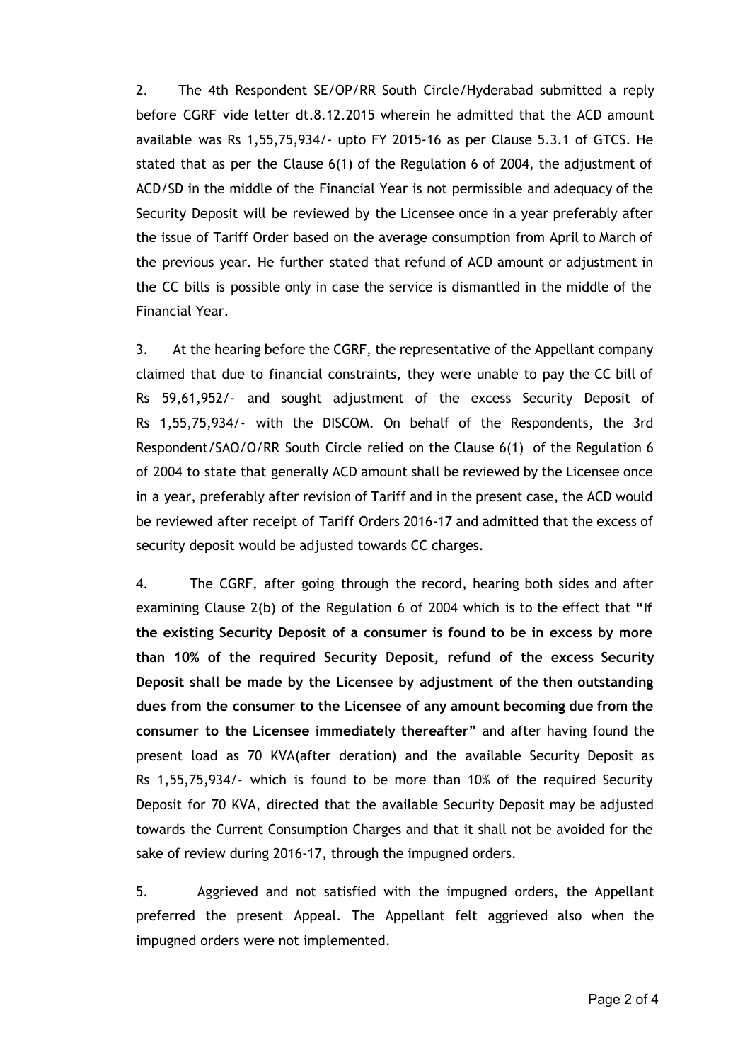2. The 4th Respondent SE/OP/RR South Circle/Hyderabad submitted a reply before CGRF vide letter dt.8.12.2015 wherein he admitted that the ACD amount available was Rs 1,55,75,934/- upto FY 2015-16 as per Clause 5.3.1 of GTCS. He stated that as per the Clause 6(1) of the Regulation 6 of 2004, the adjustment of ACD/SD in the middle of the Financial Year is not permissible and adequacy of the Security Deposit will be reviewed by the Licensee once in a year preferably after the issue of Tariff Order based on the average consumption from April to March of the previous year. He further stated that refund of ACD amount or adjustment in the CC bills is possible only in case the service is dismantled in the middle of the Financial Year.

3. At the hearing before the CGRF, the representative of the Appellant company claimed that due to financial constraints, they were unable to pay the CC bill of Rs 59,61,952/- and sought adjustment of the excess Security Deposit of Rs 1,55,75,934/- with the DISCOM. On behalf of the Respondents, the 3rd Respondent/SAO/O/RR South Circle relied on the Clause 6(1) of the Regulation 6 of 2004 to state that generally ACD amount shall be reviewed by the Licensee once in a year, preferably after revision of Tariff and in the present case, the ACD would be reviewed after receipt of Tariff Orders 2016-17 and admitted that the excess of security deposit would be adjusted towards CC charges.

4. The CGRF, after going through the record, hearing both sides and after examining Clause 2(b) of the Regulation 6 of 2004 which is to the effect that **"If the existing Security Deposit of a consumer is found to be in excess by more than 10% of the required Security Deposit, refund of the excess Security Deposit shall be made by the Licensee by adjustment of the then outstanding dues from the consumer to the Licensee of any amount becoming due from the consumer to the Licensee immediately thereafter"** and after having found the present load as 70 KVA(after deration) and the available Security Deposit as Rs 1,55,75,934/- which is found to be more than 10% of the required Security Deposit for 70 KVA, directed that the available Security Deposit may be adjusted towards the Current Consumption Charges and that it shall not be avoided for the sake of review during 2016-17, through the impugned orders.

5. Aggrieved and not satisfied with the impugned orders, the Appellant preferred the present Appeal. The Appellant felt aggrieved also when the impugned orders were not implemented.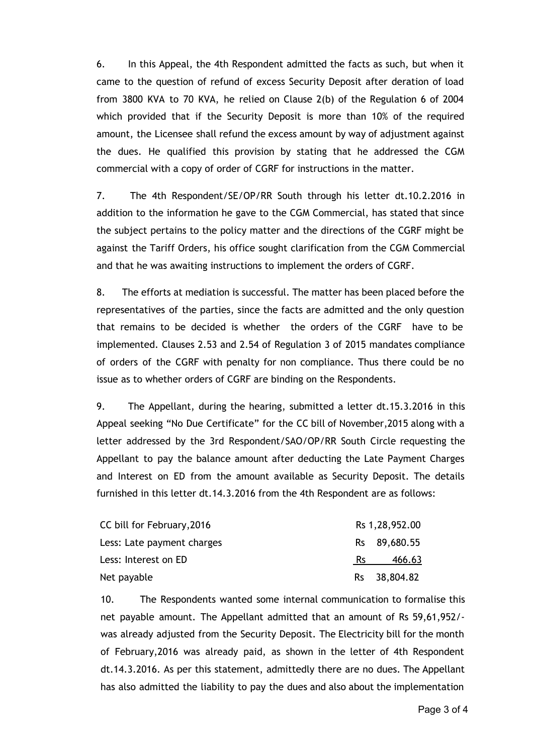6. In this Appeal, the 4th Respondent admitted the facts as such, but when it came to the question of refund of excess Security Deposit after deration of load from 3800 KVA to 70 KVA, he relied on Clause 2(b) of the Regulation 6 of 2004 which provided that if the Security Deposit is more than 10% of the required amount, the Licensee shall refund the excess amount by way of adjustment against the dues. He qualified this provision by stating that he addressed the CGM commercial with a copy of order of CGRF for instructions in the matter.

7. The 4th Respondent/SE/OP/RR South through his letter dt.10.2.2016 in addition to the information he gave to the CGM Commercial, has stated that since the subject pertains to the policy matter and the directions of the CGRF might be against the Tariff Orders, his office sought clarification from the CGM Commercial and that he was awaiting instructions to implement the orders of CGRF.

8. The efforts at mediation is successful. The matter has been placed before the representatives of the parties, since the facts are admitted and the only question that remains to be decided is whether the orders of the CGRF have to be implemented. Clauses 2.53 and 2.54 of Regulation 3 of 2015 mandates compliance of orders of the CGRF with penalty for non compliance. Thus there could be no issue as to whether orders of CGRF are binding on the Respondents.

9. The Appellant, during the hearing, submitted a letter dt.15.3.2016 in this Appeal seeking "No Due Certificate" for the CC bill of November,2015 along with a letter addressed by the 3rd Respondent/SAO/OP/RR South Circle requesting the Appellant to pay the balance amount after deducting the Late Payment Charges and Interest on ED from the amount available as Security Deposit. The details furnished in this letter dt.14.3.2016 from the 4th Respondent are as follows:

| | |
|---|---|
| CC bill for February,2016 | Rs 1,28,952.00 |
| Less: Late payment charges | Rs 89,680.55 |
| Less: Interest on ED | Rs 466.63 |
| Net payable | Rs 38,804.82 |

10. The Respondents wanted some internal communication to formalise this net payable amount. The Appellant admitted that an amount of Rs 59,61,952/- was already adjusted from the Security Deposit. The Electricity bill for the month of February,2016 was already paid, as shown in the letter of 4th Respondent dt.14.3.2016. As per this statement, admittedly there are no dues. The Appellant has also admitted the liability to pay the dues and also about the implementation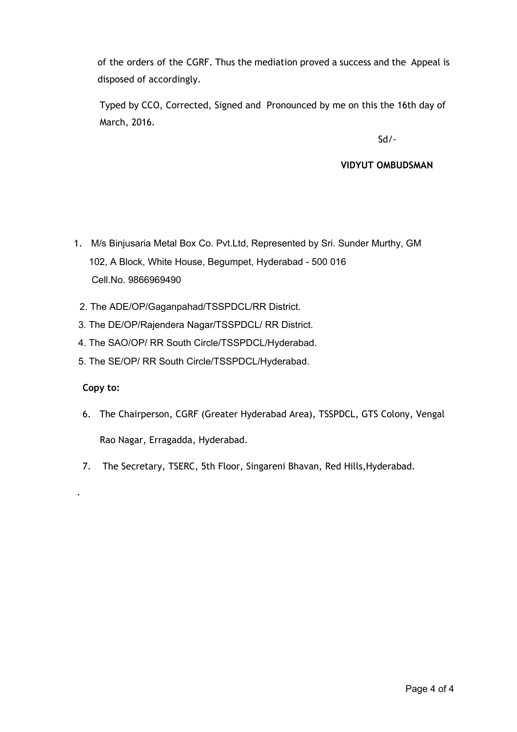of the orders of the CGRF. Thus the mediation proved a success and the Appeal is disposed of accordingly.

Typed by CCO, Corrected, Signed and Pronounced by me on this the 16th day of March, 2016.

Sd/-

**VIDYUT OMBUDSMAN**

1. M/s Binjusaria Metal Box Co. Pvt.Ltd, Represented by Sri. Sunder Murthy, GM
   102, A Block, White House, Begumpet, Hyderabad - 500 016
   Cell.No. 9866969490
2. The ADE/OP/Gaganpahad/TSSPDCL/RR District.
3. The DE/OP/Rajendera Nagar/TSSPDCL/ RR District.
4. The SAO/OP/ RR South Circle/TSSPDCL/Hyderabad.
5. The SE/OP/ RR South Circle/TSSPDCL/Hyderabad.

**Copy to:**

6. The Chairperson, CGRF (Greater Hyderabad Area), TSSPDCL, GTS Colony, Vengal Rao Nagar, Erragadda, Hyderabad.
7. The Secretary, TSERC, 5th Floor, Singareni Bhavan, Red Hills,Hyderabad.